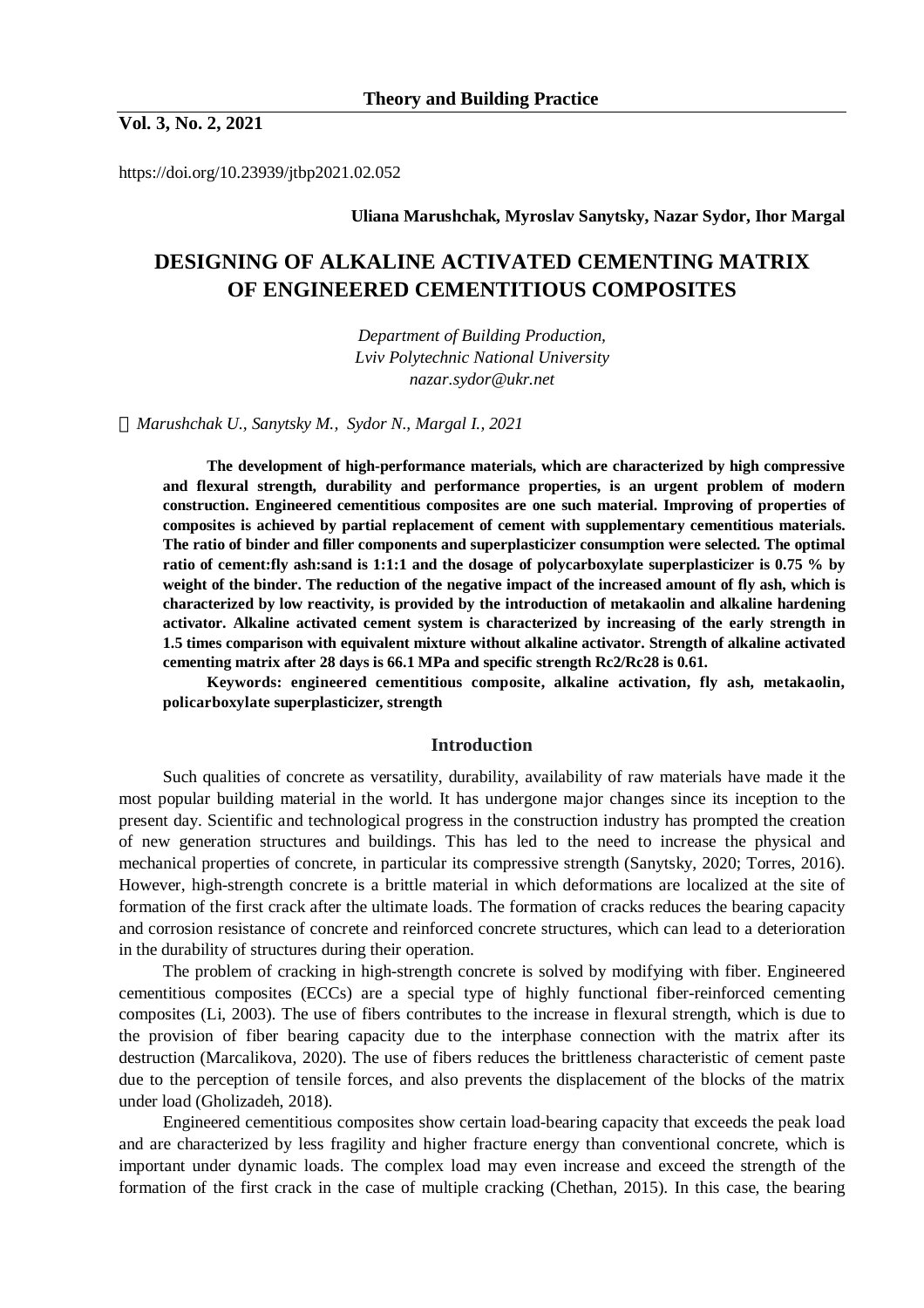https://doi.org/10.23939/jtbp2021.02.052

**Uliana Marushchak, Myroslav Sanytsky, Nazar Sydor, Ihor Margal**

# DESIGNING OF ALKALINE ACTIVATED CEMENTING MATRIX OF ENGINEERED CEMENTITIOUS COMPOSITES

*Department of Building Production,*
*Lviv Polytechnic National University*
*nazar.sydor@ukr.net*

© *Marushchak U., Sanytsky M., Sydor N., Margal I., 2021*

**The development of high-performance materials, which are characterized by high compressive and flexural strength, durability and performance properties, is an urgent problem of modern construction. Engineered cementitious composites are one such material. Improving of properties of composites is achieved by partial replacement of cement with supplementary cementitious materials. The ratio of binder and filler components and superplasticizer consumption were selected. The optimal ratio of cement:fly ash:sand is 1:1:1 and the dosage of polycarboxylate superplasticizer is 0.75 % by weight of the binder. The reduction of the negative impact of the increased amount of fly ash, which is characterized by low reactivity, is provided by the introduction of metakaolin and alkaline hardening activator. Alkaline activated cement system is characterized by increasing of the early strength in 1.5 times comparison with equivalent mixture without alkaline activator. Strength of alkaline activated cementing matrix after 28 days is 66.1 MPa and specific strength Rc2/Rc28 is 0.61.**

**Keywords: engineered cementitious composite, alkaline activation, fly ash, metakaolin, policarboxylate superplasticizer, strength**

## Introduction

Such qualities of concrete as versatility, durability, availability of raw materials have made it the most popular building material in the world. It has undergone major changes since its inception to the present day. Scientific and technological progress in the construction industry has prompted the creation of new generation structures and buildings. This has led to the need to increase the physical and mechanical properties of concrete, in particular its compressive strength (Sanytsky, 2020; Torres, 2016). However, high-strength concrete is a brittle material in which deformations are localized at the site of formation of the first crack after the ultimate loads. The formation of cracks reduces the bearing capacity and corrosion resistance of concrete and reinforced concrete structures, which can lead to a deterioration in the durability of structures during their operation.

The problem of cracking in high-strength concrete is solved by modifying with fiber. Engineered cementitious composites (ECCs) are a special type of highly functional fiber-reinforced cementing composites (Li, 2003). The use of fibers contributes to the increase in flexural strength, which is due to the provision of fiber bearing capacity due to the interphase connection with the matrix after its destruction (Marcalikova, 2020). The use of fibers reduces the brittleness characteristic of cement paste due to the perception of tensile forces, and also prevents the displacement of the blocks of the matrix under load (Gholizadeh, 2018).

Engineered cementitious composites show certain load-bearing capacity that exceeds the peak load and are characterized by less fragility and higher fracture energy than conventional concrete, which is important under dynamic loads. The complex load may even increase and exceed the strength of the formation of the first crack in the case of multiple cracking (Chethan, 2015). In this case, the bearing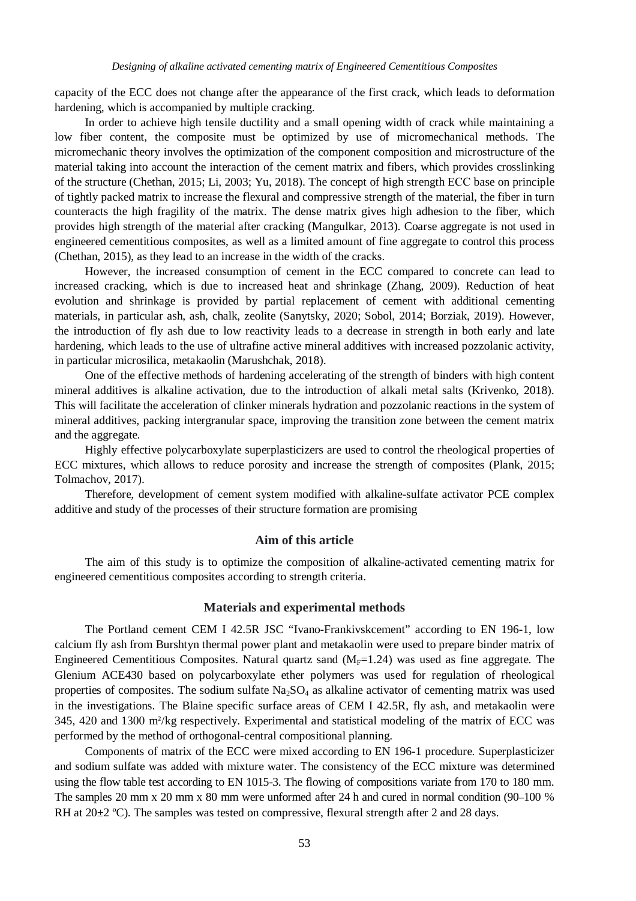capacity of the ECC does not change after the appearance of the first crack, which leads to deformation hardening, which is accompanied by multiple cracking.

In order to achieve high tensile ductility and a small opening width of crack while maintaining a low fiber content, the composite must be optimized by use of micromechanical methods. The micromechanic theory involves the optimization of the component composition and microstructure of the material taking into account the interaction of the cement matrix and fibers, which provides crosslinking of the structure (Chethan, 2015; Li, 2003; Yu, 2018). The concept of high strength ECC base on principle of tightly packed matrix to increase the flexural and compressive strength of the material, the fiber in turn counteracts the high fragility of the matrix. The dense matrix gives high adhesion to the fiber, which provides high strength of the material after cracking (Mangulkar, 2013). Coarse aggregate is not used in engineered cementitious composites, as well as a limited amount of fine aggregate to control this process (Chethan, 2015), as they lead to an increase in the width of the cracks.

However, the increased consumption of cement in the ECC compared to concrete can lead to increased cracking, which is due to increased heat and shrinkage (Zhang, 2009). Reduction of heat evolution and shrinkage is provided by partial replacement of cement with additional cementing materials, in particular ash, ash, chalk, zeolite (Sanytsky, 2020; Sobol, 2014; Borziak, 2019). However, the introduction of fly ash due to low reactivity leads to a decrease in strength in both early and late hardening, which leads to the use of ultrafine active mineral additives with increased pozzolanic activity, in particular microsilica, metakaolin (Marushchak, 2018).

One of the effective methods of hardening accelerating of the strength of binders with high content mineral additives is alkaline activation, due to the introduction of alkali metal salts (Krivenko, 2018). This will facilitate the acceleration of clinker minerals hydration and pozzolanic reactions in the system of mineral additives, packing intergranular space, improving the transition zone between the cement matrix and the aggregate.

Highly effective polycarboxylate superplasticizers are used to control the rheological properties of ECC mixtures, which allows to reduce porosity and increase the strength of composites (Plank, 2015; Tolmachov, 2017).

Therefore, development of cement system modified with alkaline-sulfate activator PCE complex additive and study of the processes of their structure formation are promising

## Aim of this article

The aim of this study is to optimize the composition of alkaline-activated cementing matrix for engineered cementitious composites according to strength criteria.

## Materials and experimental methods

The Portland cement CEM I 42.5R JSC "Ivano-Frankivskcement" according to EN 196-1, low calcium fly ash from Burshtyn thermal power plant and metakaolin were used to prepare binder matrix of Engineered Cementitious Composites. Natural quartz sand ($M_F$=1.24) was used as fine aggregate. The Glenium ACE430 based on polycarboxylate ether polymers was used for regulation of rheological properties of composites. The sodium sulfate $Na_2SO_4$ as alkaline activator of cementing matrix was used in the investigations. The Blaine specific surface areas of CEM I 42.5R, fly ash, and metakaolin were 345, 420 and 1300 m²/kg respectively. Experimental and statistical modeling of the matrix of ECC was performed by the method of orthogonal-central compositional planning.

Components of matrix of the ECC were mixed according to EN 196-1 procedure. Superplasticizer and sodium sulfate was added with mixture water. The consistency of the ECC mixture was determined using the flow table test according to EN 1015-3. The flowing of compositions variate from 170 to 180 mm. The samples 20 mm x 20 mm x 80 mm were unformed after 24 h and cured in normal condition (90–100 % RH at 20±2 ºC). The samples was tested on compressive, flexural strength after 2 and 28 days.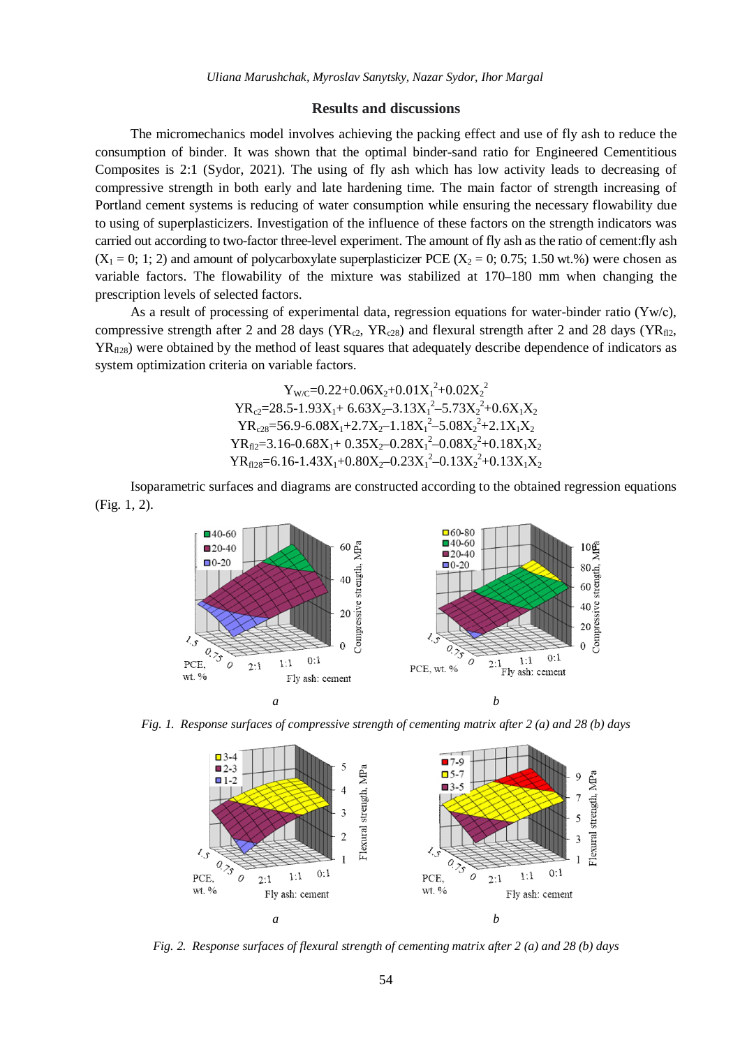## Results and discussions

The micromechanics model involves achieving the packing effect and use of fly ash to reduce the consumption of binder. It was shown that the optimal binder-sand ratio for Engineered Cementitious Composites is 2:1 (Sydor, 2021). The using of fly ash which has low activity leads to decreasing of compressive strength in both early and late hardening time. The main factor of strength increasing of Portland cement systems is reducing of water consumption while ensuring the necessary flowability due to using of superplasticizers. Investigation of the influence of these factors on the strength indicators was carried out according to two-factor three-level experiment. The amount of fly ash as the ratio of cement:fly ash ($X_1$ = 0; 1; 2) and amount of polycarboxylate superplasticizer PCE ($X_2$ = 0; 0.75; 1.50 wt.%) were chosen as variable factors. The flowability of the mixture was stabilized at 170–180 mm when changing the prescription levels of selected factors.

As a result of processing of experimental data, regression equations for water-binder ratio (Yw/c), compressive strength after 2 and 28 days ($YR_{c2}$, $YR_{c28}$) and flexural strength after 2 and 28 days ($YR_{fl2}$, $YR_{fl28}$) were obtained by the method of least squares that adequately describe dependence of indicators as system optimization criteria on variable factors.

$$Y_{W/C}=0.22+0.06X_2+0.01X_1^2+0.02X_2^2$$

$$YR_{c2}=28.5-1.93X_1+6.63X_2-3.13X_1^2-5.73X_2^2+0.6X_1X_2$$

$$YR_{c28}=56.9-6.08X_1+2.7X_2-1.18X_1^2-5.08X_2^2+2.1X_1X_2$$

$$YR_{fl2}=3.16-0.68X_1+0.35X_2-0.28X_1^2-0.08X_2^2+0.18X_1X_2$$

$$YR_{fl28}=6.16-1.43X_1+0.80X_2-0.23X_1^2-0.13X_2^2+0.13X_1X_2$$

Isoparametric surfaces and diagrams are constructed according to the obtained regression equations (Fig. 1, 2).

*Fig. 1. Response surfaces of compressive strength of cementing matrix after 2 (a) and 28 (b) days*

*Fig. 2. Response surfaces of flexural strength of cementing matrix after 2 (a) and 28 (b) days*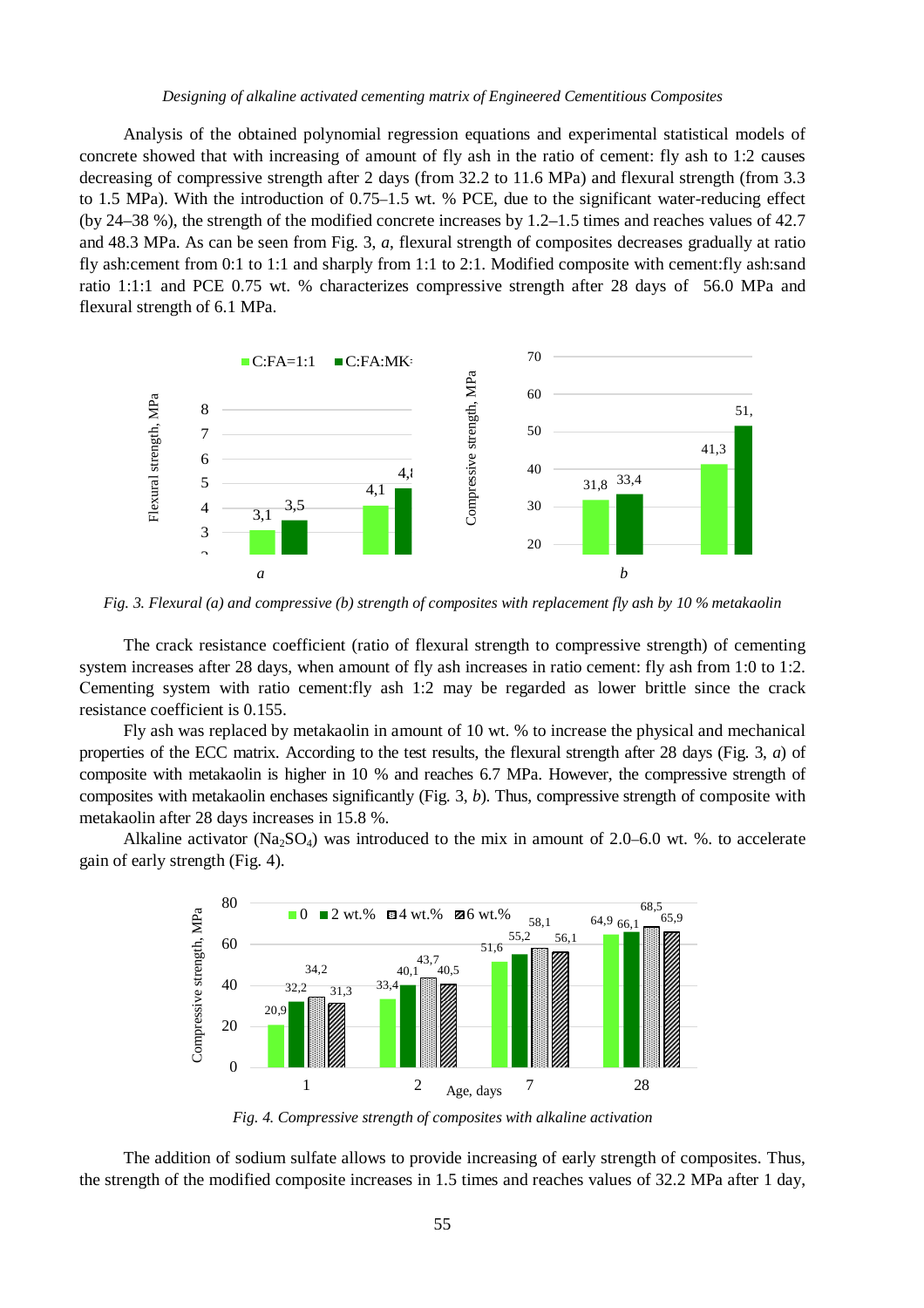Analysis of the obtained polynomial regression equations and experimental statistical models of concrete showed that with increasing of amount of fly ash in the ratio of cement: fly ash to 1:2 causes decreasing of compressive strength after 2 days (from 32.2 to 11.6 MPa) and flexural strength (from 3.3 to 1.5 MPa). With the introduction of 0.75–1.5 wt. % PCE, due to the significant water-reducing effect (by 24–38 %), the strength of the modified concrete increases by 1.2–1.5 times and reaches values of 42.7 and 48.3 MPa. As can be seen from Fig. 3, *a*, flexural strength of composites decreases gradually at ratio fly ash:cement from 0:1 to 1:1 and sharply from 1:1 to 2:1. Modified composite with cement:fly ash:sand ratio 1:1:1 and PCE 0.75 wt. % characterizes compressive strength after 28 days of 56.0 MPa and flexural strength of 6.1 MPa.

*Fig. 3. Flexural (a) and compressive (b) strength of composites with replacement fly ash by 10 % metakaolin*

The crack resistance coefficient (ratio of flexural strength to compressive strength) of cementing system increases after 28 days, when amount of fly ash increases in ratio cement: fly ash from 1:0 to 1:2. Cementing system with ratio cement:fly ash 1:2 may be regarded as lower brittle since the crack resistance coefficient is 0.155.

Fly ash was replaced by metakaolin in amount of 10 wt. % to increase the physical and mechanical properties of the ECC matrix. According to the test results, the flexural strength after 28 days (Fig. 3, *a*) of composite with metakaolin is higher in 10 % and reaches 6.7 MPa. However, the compressive strength of composites with metakaolin enchases significantly (Fig. 3, *b*). Thus, compressive strength of composite with metakaolin after 28 days increases in 15.8 %.

Alkaline activator ($Na_2SO_4$) was introduced to the mix in amount of 2.0–6.0 wt. %. to accelerate gain of early strength (Fig. 4).

*Fig. 4. Compressive strength of composites with alkaline activation*

The addition of sodium sulfate allows to provide increasing of early strength of composites. Thus, the strength of the modified composite increases in 1.5 times and reaches values of 32.2 MPa after 1 day,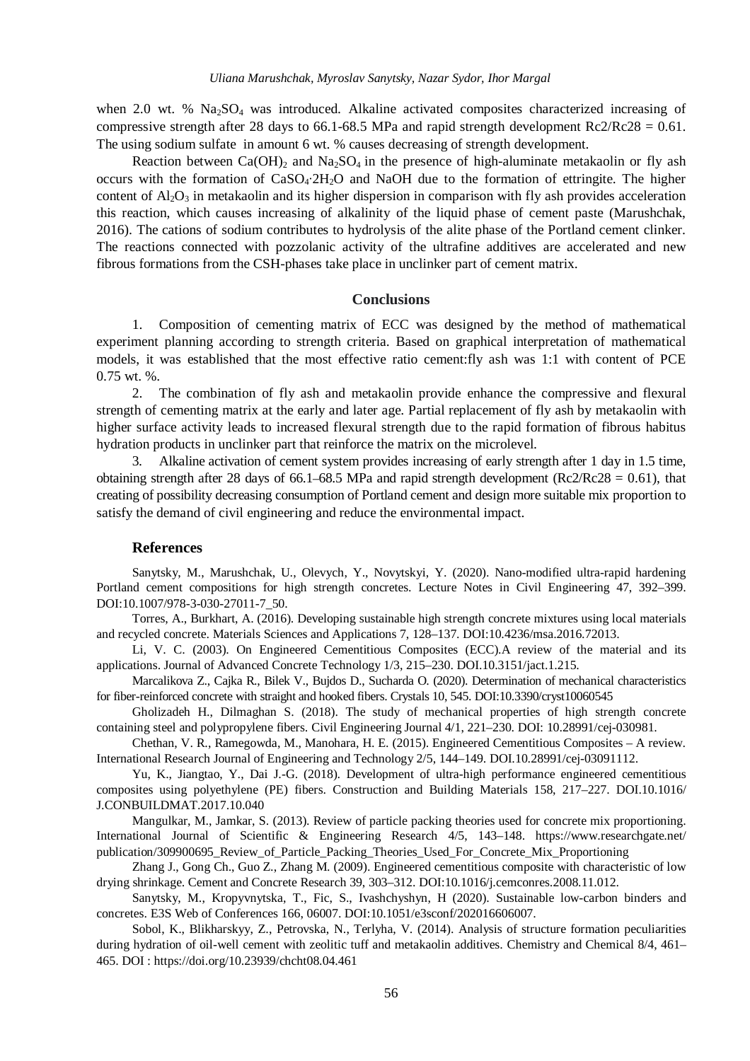when 2.0 wt. % $Na_2SO_4$ was introduced. Alkaline activated composites characterized increasing of compressive strength after 28 days to 66.1-68.5 MPa and rapid strength development Rc2/Rc28 = 0.61. The using sodium sulfate in amount 6 wt. % causes decreasing of strength development.

Reaction between $Ca(OH)_2$ and $Na_2SO_4$ in the presence of high-aluminate metakaolin or fly ash occurs with the formation of $CaSO_4 \cdot 2H_2O$ and NaOH due to the formation of ettringite. The higher content of $Al_2O_3$ in metakaolin and its higher dispersion in comparison with fly ash provides acceleration this reaction, which causes increasing of alkalinity of the liquid phase of cement paste (Marushchak, 2016). The cations of sodium contributes to hydrolysis of the alite phase of the Portland cement clinker. The reactions connected with pozzolanic activity of the ultrafine additives are accelerated and new fibrous formations from the CSH-phases take place in unclinker part of cement matrix.

## Conclusions

1. Composition of cementing matrix of ECC was designed by the method of mathematical experiment planning according to strength criteria. Based on graphical interpretation of mathematical models, it was established that the most effective ratio cement:fly ash was 1:1 with content of PCE 0.75 wt. %.

2. The combination of fly ash and metakaolin provide enhance the compressive and flexural strength of cementing matrix at the early and later age. Partial replacement of fly ash by metakaolin with higher surface activity leads to increased flexural strength due to the rapid formation of fibrous habitus hydration products in unclinker part that reinforce the matrix on the microlevel.

3. Alkaline activation of cement system provides increasing of early strength after 1 day in 1.5 time, obtaining strength after 28 days of 66.1–68.5 MPa and rapid strength development (Rc2/Rc28 = 0.61), that creating of possibility decreasing consumption of Portland cement and design more suitable mix proportion to satisfy the demand of civil engineering and reduce the environmental impact.

## References

Sanytsky, M., Marushchak, U., Olevych, Y., Novytskyi, Y. (2020). Nano-modified ultra-rapid hardening Portland cement compositions for high strength concretes. Lecture Notes in Civil Engineering 47, 392–399. DOI:10.1007/978-3-030-27011-7_50.

Torres, A., Burkhart, A. (2016). Developing sustainable high strength concrete mixtures using local materials and recycled concrete. Materials Sciences and Applications 7, 128–137. DOI:10.4236/msa.2016.72013.

Li, V. C. (2003). On Engineered Cementitious Composites (ECC).A review of the material and its applications. Journal of Advanced Concrete Technology 1/3, 215–230. DOI.10.3151/jact.1.215.

Marcalikova Z., Cajka R., Bilek V., Bujdos D., Sucharda O. (2020). Determination of mechanical characteristics for fiber-reinforced concrete with straight and hooked fibers. Crystals 10, 545. DOI:10.3390/cryst10060545

Gholizadeh H., Dilmaghan S. (2018). The study of mechanical properties of high strength concrete containing steel and polypropylene fibers. Civil Engineering Journal 4/1, 221–230. DOI: 10.28991/cej-030981.

Chethan, V. R., Ramegowda, M., Manohara, H. E. (2015). Engineered Cementitious Composites – A review. International Research Journal of Engineering and Technology 2/5, 144–149. DOI.10.28991/cej-03091112.

Yu, K., Jiangtao, Y., Dai J.-G. (2018). Development of ultra-high performance engineered cementitious composites using polyethylene (PE) fibers. Construction and Building Materials 158, 217–227. DOI.10.1016/J.CONBUILDMAT.2017.10.040

Mangulkar, M., Jamkar, S. (2013). Review of particle packing theories used for concrete mix proportioning. International Journal of Scientific & Engineering Research 4/5, 143–148. https://www.researchgate.net/publication/309900695_Review_of_Particle_Packing_Theories_Used_For_Concrete_Mix_Proportioning

Zhang J., Gong Ch., Guo Z., Zhang M. (2009). Engineered cementitious composite with characteristic of low drying shrinkage. Cement and Concrete Research 39, 303–312. DOI:10.1016/j.cemconres.2008.11.012.

Sanytsky, M., Kropyvnytska, T., Fic, S., Ivashchyshyn, H (2020). Sustainable low-carbon binders and concretes. E3S Web of Conferences 166, 06007. DOI:10.1051/e3sconf/202016606007.

Sobol, K., Blikharskyy, Z., Petrovska, N., Terlyha, V. (2014). Analysis of structure formation peculiarities during hydration of oil-well cement with zeolitic tuff and metakaolin additives. Chemistry and Chemical 8/4, 461–465. DOI : https://doi.org/10.23939/chcht08.04.461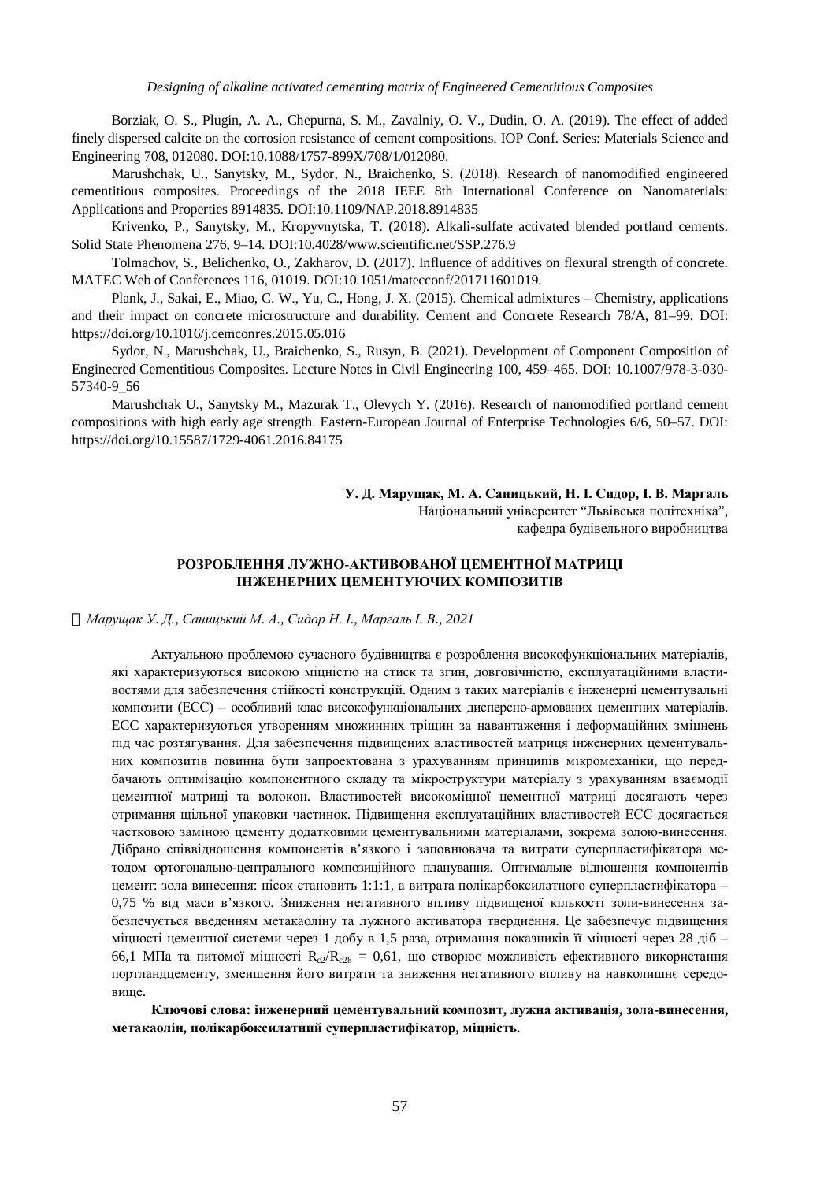Borziak, O. S., Plugin, A. A., Chepurna, S. M., Zavalniy, O. V., Dudin, O. A. (2019). The effect of added finely dispersed calcite on the corrosion resistance of cement compositions. IOP Conf. Series: Materials Science and Engineering 708, 012080. DOI:10.1088/1757-899X/708/1/012080.

Marushchak, U., Sanytsky, M., Sydor, N., Braichenko, S. (2018). Research of nanomodified engineered cementitious composites. Proceedings of the 2018 IEEE 8th International Conference on Nanomaterials: Applications and Properties 8914835. DOI:10.1109/NAP.2018.8914835

Krivenko, P., Sanytsky, M., Kropyvnytska, T. (2018). Alkali-sulfate activated blended portland cements. Solid State Phenomena 276, 9–14. DOI:10.4028/www.scientific.net/SSP.276.9

Tolmachov, S., Belichenko, O., Zakharov, D. (2017). Influence of additives on flexural strength of concrete. MATEC Web of Conferences 116, 01019. DOI:10.1051/matecconf/201711601019.

Plank, J., Sakai, E., Miao, C. W., Yu, C., Hong, J. X. (2015). Chemical admixtures – Chemistry, applications and their impact on concrete microstructure and durability. Cement and Concrete Research 78/A, 81–99. DOI: https://doi.org/10.1016/j.cemconres.2015.05.016

Sydor, N., Marushchak, U., Braichenko, S., Rusyn, B. (2021). Development of Component Composition of Engineered Cementitious Composites. Lecture Notes in Civil Engineering 100, 459–465. DOI: 10.1007/978-3-030-57340-9_56

Marushchak U., Sanytsky M., Mazurak T., Olevych Y. (2016). Research of nanomodified portland cement compositions with high early age strength. Eastern-European Journal of Enterprise Technologies 6/6, 50–57. DOI: https://doi.org/10.15587/1729-4061.2016.84175

**У. Д. Марущак, М. А. Саницький, Н. І. Сидор, І. В. Маргаль**

Національний університет "Львівська політехніка",
кафедра будівельного виробництва

## РОЗРОБЛЕННЯ ЛУЖНО-АКТИВОВАНОЇ ЦЕМЕНТНОЇ МАТРИЦІ ІНЖЕНЕРНИХ ЦЕМЕНТУЮЧИХ КОМПОЗИТІВ

© *Марущак У. Д., Саницький М. А., Сидор Н. І., Маргаль І. В., 2021*

Актуальною проблемою сучасного будівництва є розроблення висофункціональних матеріалів, які характеризуються високою міцністю на стиск та згин, довговічністю, експлуатаційними властивостями для забезпечення стійкості конструкцій. Одним з таких матеріалів є інженерні цементувальні композити (ECC) – особливий клас висофункціональних дисперсно-армованих цементних матеріалів. ECC характеризуються утворенням множинних тріщин за навантаження і деформаційних зміцнень під час розтягування. Для забезпечення підвищених властивостей матриця інженерних цементувальних композитів повинна бути запроектована з урахуванням принципів мікромеханіки, що передбачають оптимізацію компонентного складу та мікроструктури матеріалу з урахуванням взаємодії цементної матриці та волокон. Властивостей високоміцної цементної матриці досягають через отримання щільної упаковки частинок. Підвищення експлуатаційних властивостей ECC досягається частковою заміною цементу додатковими цементувальними матеріалами, зокрема золою-винесення. Дібрано співвідношення компонентів в'язкого і заповнювача та витрати суперпластифікатора методом ортогонально-центрального композиційного планування. Оптимальне відношення компонентів цемент: зола винесення: пісок становить 1:1:1, а витрата полікарбоксилатного суперпластифікатора – 0,75 % від маси в'язкого. Зниження негативного впливу підвищеної кількості золи-винесення забезпечується введенням метакаоліну та лужного активатора твердення. Це забезпечує підвищення міцності цементної системи через 1 добу в 1,5 раза, отримання показників її міцності через 28 діб – 66,1 МПа та питомої міцності $R_{c2}/R_{c28}$ = 0,61, що створює можливість ефективного використання портландцементу, зменшення його витрати та зниження негативного впливу на навколишнє середовище.

**Ключові слова: інженерний цементувальний композит, лужна активація, зола-винесення, метакаолін, полікарбоксилатний суперпластифікатор, міцність.**